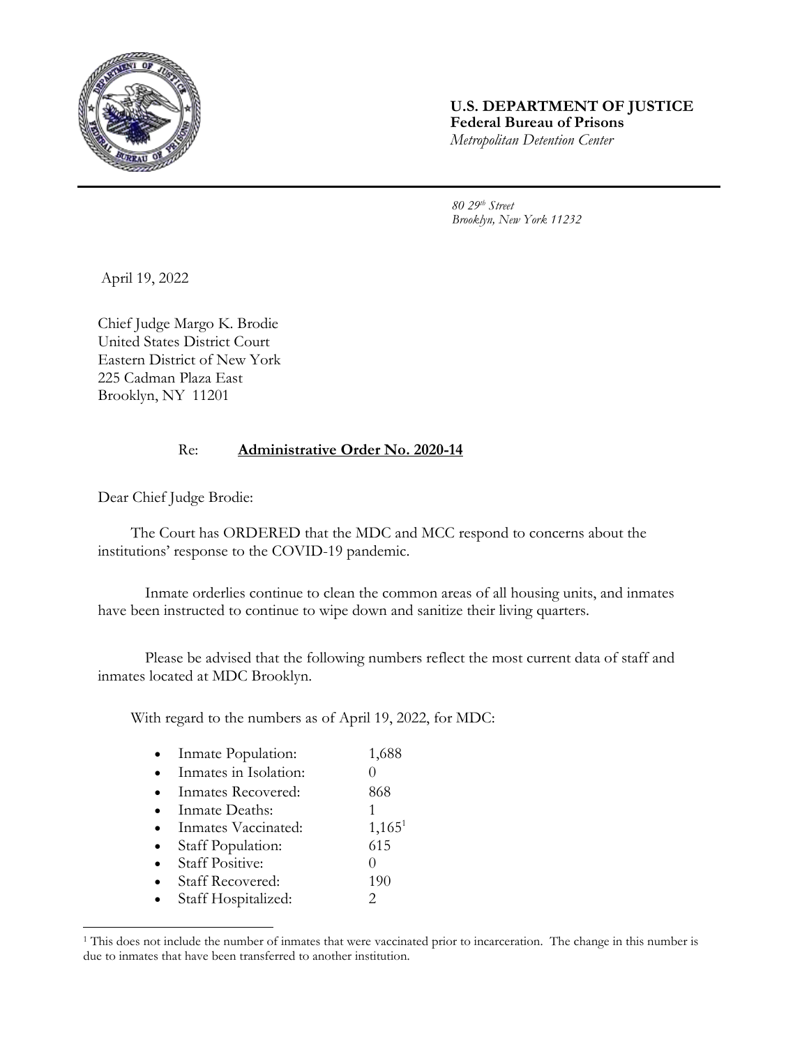**U.S. DEPARTMENT OF JUSTICE**
**Federal Bureau of Prisons**
*Metropolitan Detention Center*

*80 29th Street*
*Brooklyn, New York 11232*

April 19, 2022

Chief Judge Margo K. Brodie
United States District Court
Eastern District of New York
225 Cadman Plaza East
Brooklyn, NY 11201

Re: **Administrative Order No. 2020-14**

Dear Chief Judge Brodie:

The Court has ORDERED that the MDC and MCC respond to concerns about the institutions' response to the COVID-19 pandemic.

Inmate orderlies continue to clean the common areas of all housing units, and inmates have been instructed to continue to wipe down and sanitize their living quarters.

Please be advised that the following numbers reflect the most current data of staff and inmates located at MDC Brooklyn.

With regard to the numbers as of April 19, 2022, for MDC:

- Inmate Population: 1,688
- Inmates in Isolation: 0
- Inmates Recovered: 868
- Inmate Deaths: 1
- Inmates Vaccinated: 1,165[1]
- Staff Population: 615
- Staff Positive: 0
- Staff Recovered: 190
- Staff Hospitalized: 2

[1] This does not include the number of inmates that were vaccinated prior to incarceration. The change in this number is due to inmates that have been transferred to another institution.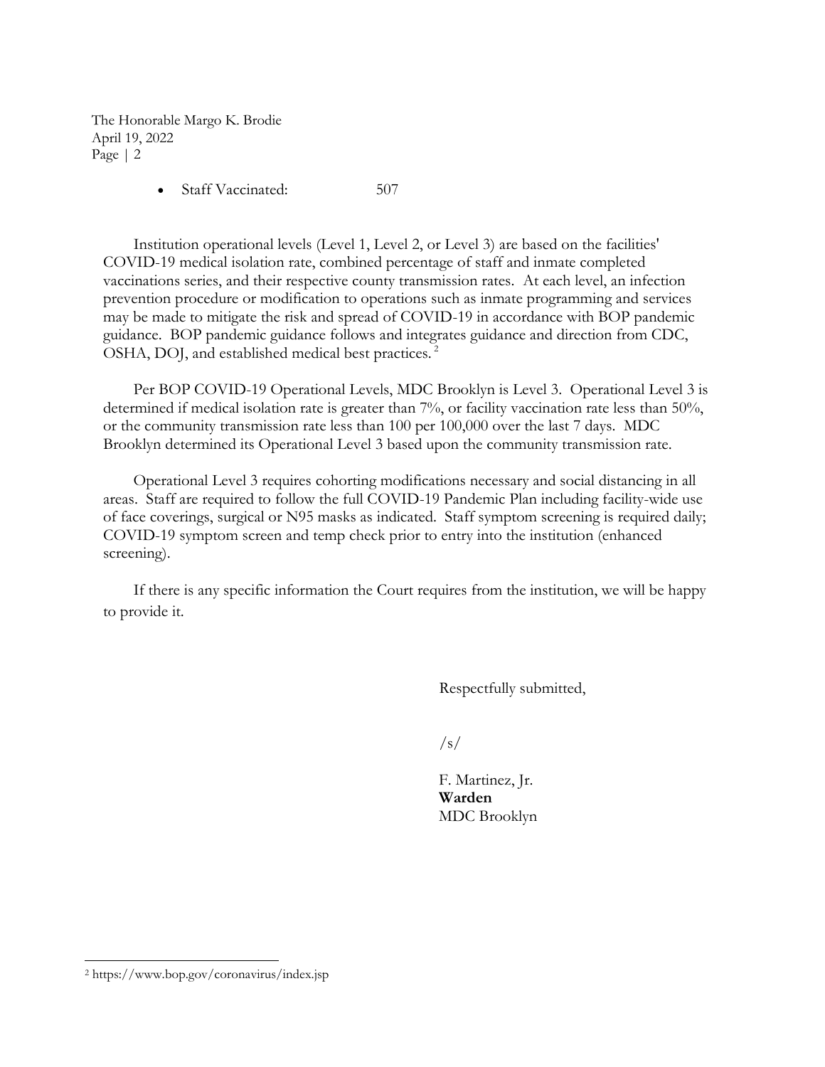- Staff Vaccinated: 507

Institution operational levels (Level 1, Level 2, or Level 3) are based on the facilities' COVID-19 medical isolation rate, combined percentage of staff and inmate completed vaccinations series, and their respective county transmission rates. At each level, an infection prevention procedure or modification to operations such as inmate programming and services may be made to mitigate the risk and spread of COVID-19 in accordance with BOP pandemic guidance. BOP pandemic guidance follows and integrates guidance and direction from CDC, OSHA, DOJ, and established medical best practices.[2]

Per BOP COVID-19 Operational Levels, MDC Brooklyn is Level 3. Operational Level 3 is determined if medical isolation rate is greater than 7%, or facility vaccination rate less than 50%, or the community transmission rate less than 100 per 100,000 over the last 7 days. MDC Brooklyn determined its Operational Level 3 based upon the community transmission rate.

Operational Level 3 requires cohorting modifications necessary and social distancing in all areas. Staff are required to follow the full COVID-19 Pandemic Plan including facility-wide use of face coverings, surgical or N95 masks as indicated. Staff symptom screening is required daily; COVID-19 symptom screen and temp check prior to entry into the institution (enhanced screening).

If there is any specific information the Court requires from the institution, we will be happy to provide it.

Respectfully submitted,

/s/

F. Martinez, Jr.
**Warden**
MDC Brooklyn

[2] https://www.bop.gov/coronavirus/index.jsp